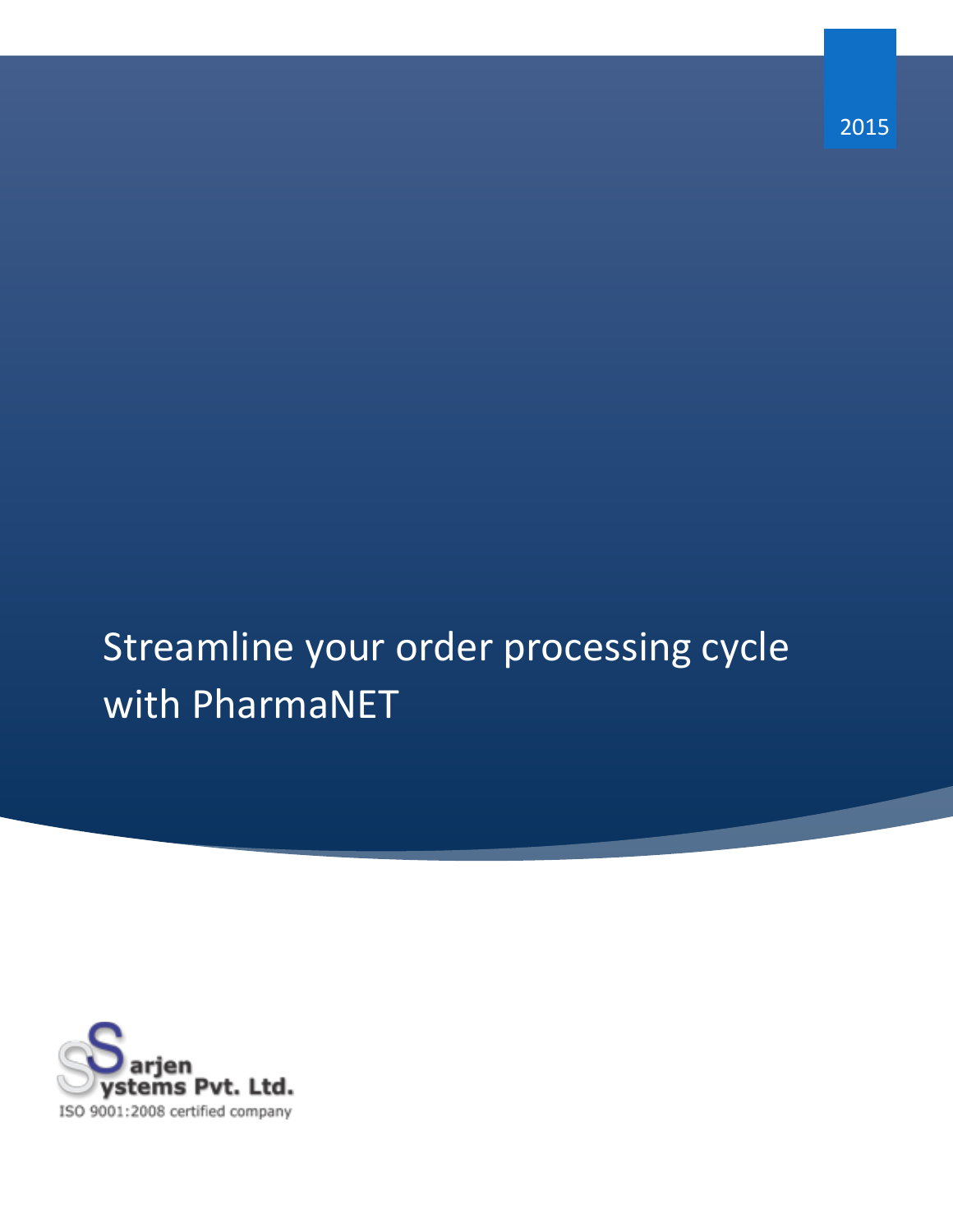2015

# Streamline your order processing cycle with PharmaNET

Sarjen Systems Pvt. Ltd.

ISO 9001:2008 certified company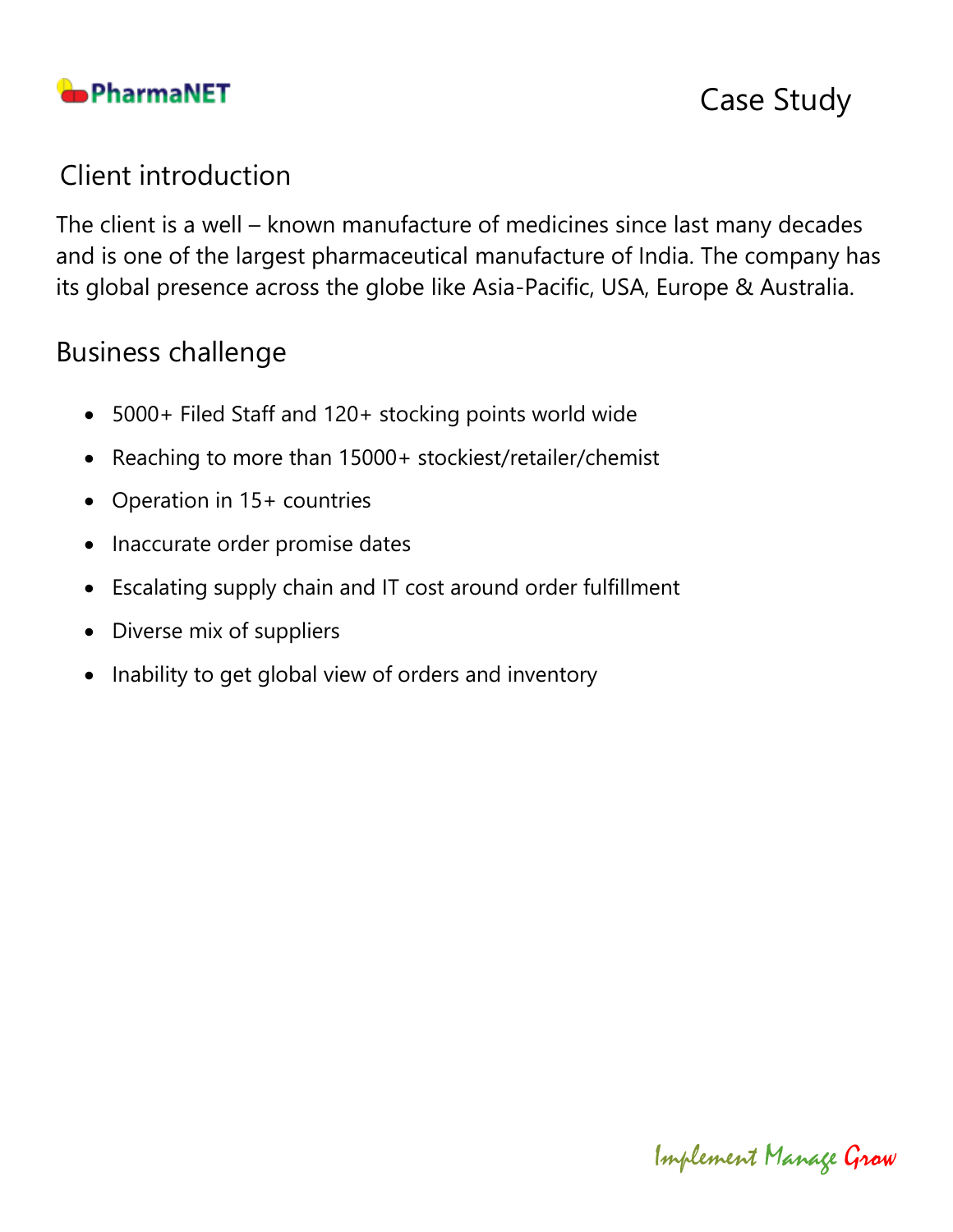PharmaNET

# Case Study

## Client introduction

The client is a well – known manufacture of medicines since last many decades and is one of the largest pharmaceutical manufacture of India. The company has its global presence across the globe like Asia-Pacific, USA, Europe & Australia.

## Business challenge

- 5000+ Filed Staff and 120+ stocking points world wide
- Reaching to more than 15000+ stockiest/retailer/chemist
- Operation in 15+ countries
- Inaccurate order promise dates
- Escalating supply chain and IT cost around order fulfillment
- Diverse mix of suppliers
- Inability to get global view of orders and inventory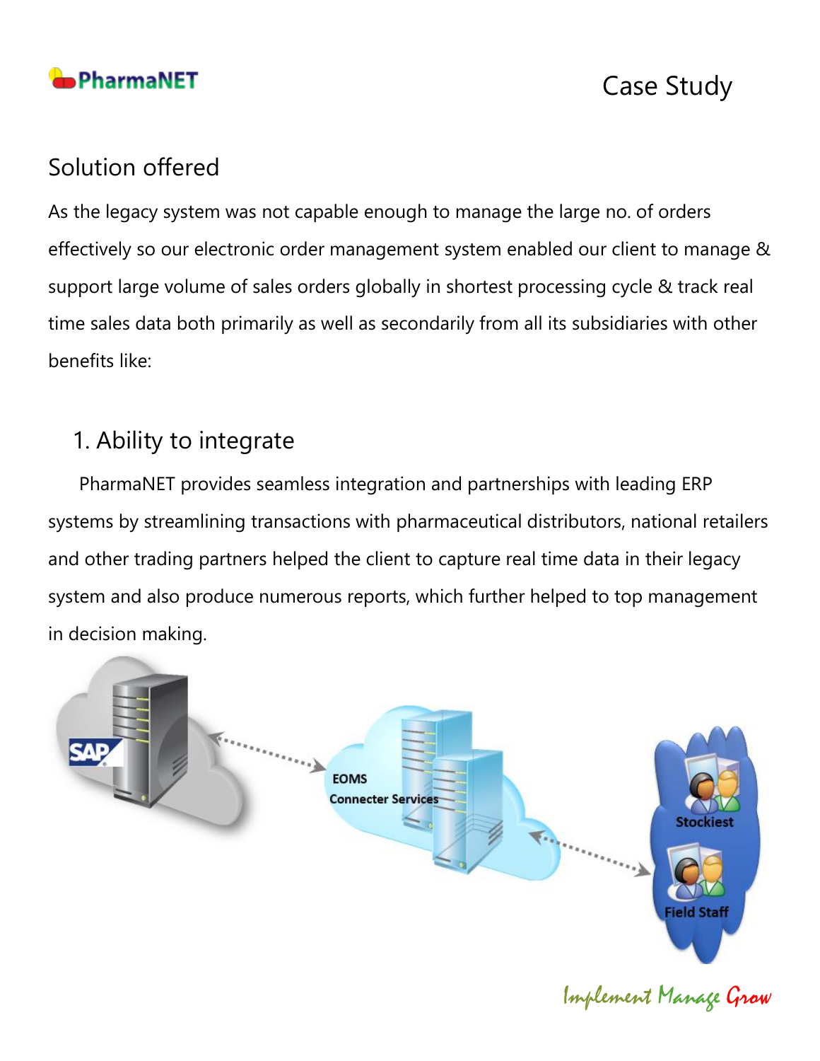## Solution offered

As the legacy system was not capable enough to manage the large no. of orders effectively so our electronic order management system enabled our client to manage & support large volume of sales orders globally in shortest processing cycle & track real time sales data both primarily as well as secondarily from all its subsidiaries with other benefits like:

### 1. Ability to integrate

PharmaNET provides seamless integration and partnerships with leading ERP systems by streamlining transactions with pharmaceutical distributors, national retailers and other trading partners helped the client to capture real time data in their legacy system and also produce numerous reports, which further helped to top management in decision making.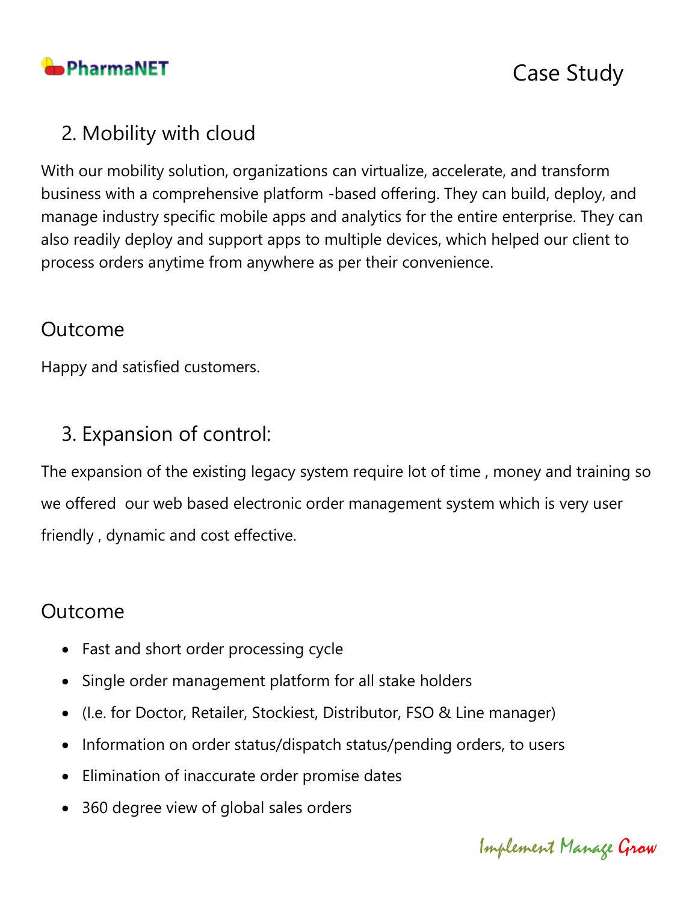## 2. Mobility with cloud

With our mobility solution, organizations can virtualize, accelerate, and transform business with a comprehensive platform -based offering. They can build, deploy, and manage industry specific mobile apps and analytics for the entire enterprise. They can also readily deploy and support apps to multiple devices, which helped our client to process orders anytime from anywhere as per their convenience.

### Outcome

Happy and satisfied customers.

## 3. Expansion of control:

The expansion of the existing legacy system require lot of time , money and training so we offered our web based electronic order management system which is very user friendly , dynamic and cost effective.

### Outcome

- Fast and short order processing cycle
- Single order management platform for all stake holders
- (I.e. for Doctor, Retailer, Stockiest, Distributor, FSO & Line manager)
- Information on order status/dispatch status/pending orders, to users
- Elimination of inaccurate order promise dates
- 360 degree view of global sales orders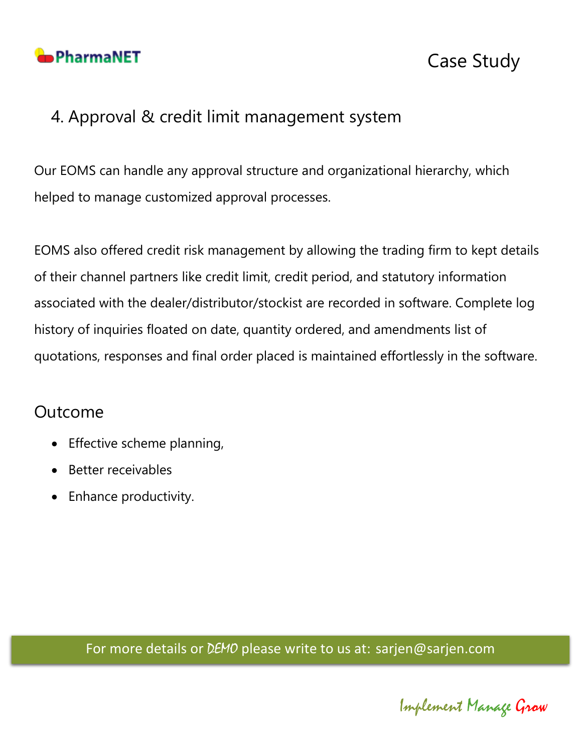## 4. Approval & credit limit management system

Our EOMS can handle any approval structure and organizational hierarchy, which helped to manage customized approval processes.

EOMS also offered credit risk management by allowing the trading firm to kept details of their channel partners like credit limit, credit period, and statutory information associated with the dealer/distributor/stockist are recorded in software. Complete log history of inquiries floated on date, quantity ordered, and amendments list of quotations, responses and final order placed is maintained effortlessly in the software.

### Outcome

- Effective scheme planning,
- Better receivables
- Enhance productivity.

For more details or DEMO please write to us at: sarjen@sarjen.com

Implement Manage Grow